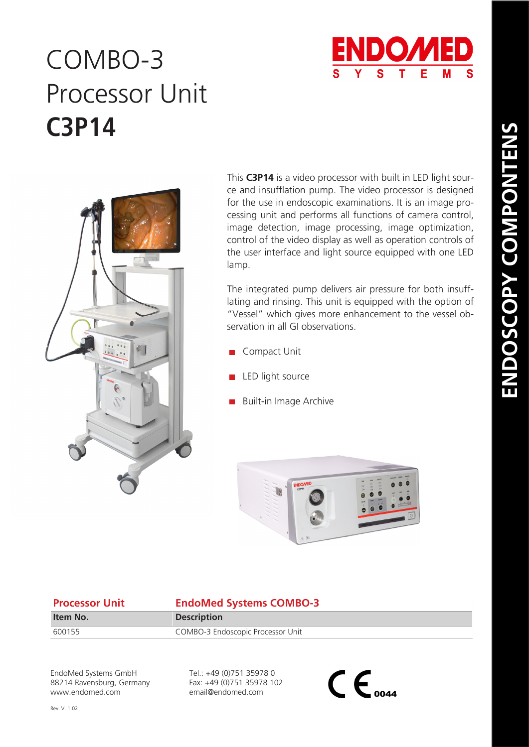# COMBO-3 Processor Unit **C3P14**

ENDOMED SYSTEMS

ENDOSCOPY COMPONTENS

This **C3P14** is a video processor with built in LED light source and insufflation pump. The video processor is designed for the use in endoscopic examinations. It is an image processing unit and performs all functions of camera control, image detection, image processing, image optimization, control of the video display as well as operation controls of the user interface and light source equipped with one LED lamp.

The integrated pump delivers air pressure for both insufflating and rinsing. This unit is equipped with the option of "Vessel" which gives more enhancement to the vessel observation in all GI observations.

- Compact Unit
- LED light source
- Built-in Image Archive

| Processor Unit | EndoMed Systems COMBO-3 |
|---|---|
| **Item No.** | **Description** |
| 600155 | COMBO-3 Endoscopic Processor Unit |

EndoMed Systems GmbH
88214 Ravensburg, Germany
www.endomed.com

Tel.: +49 (0)751 35978 0
Fax: +49 (0)751 35978 102
email@endomed.com

CE 0044

Rev. V. 1.02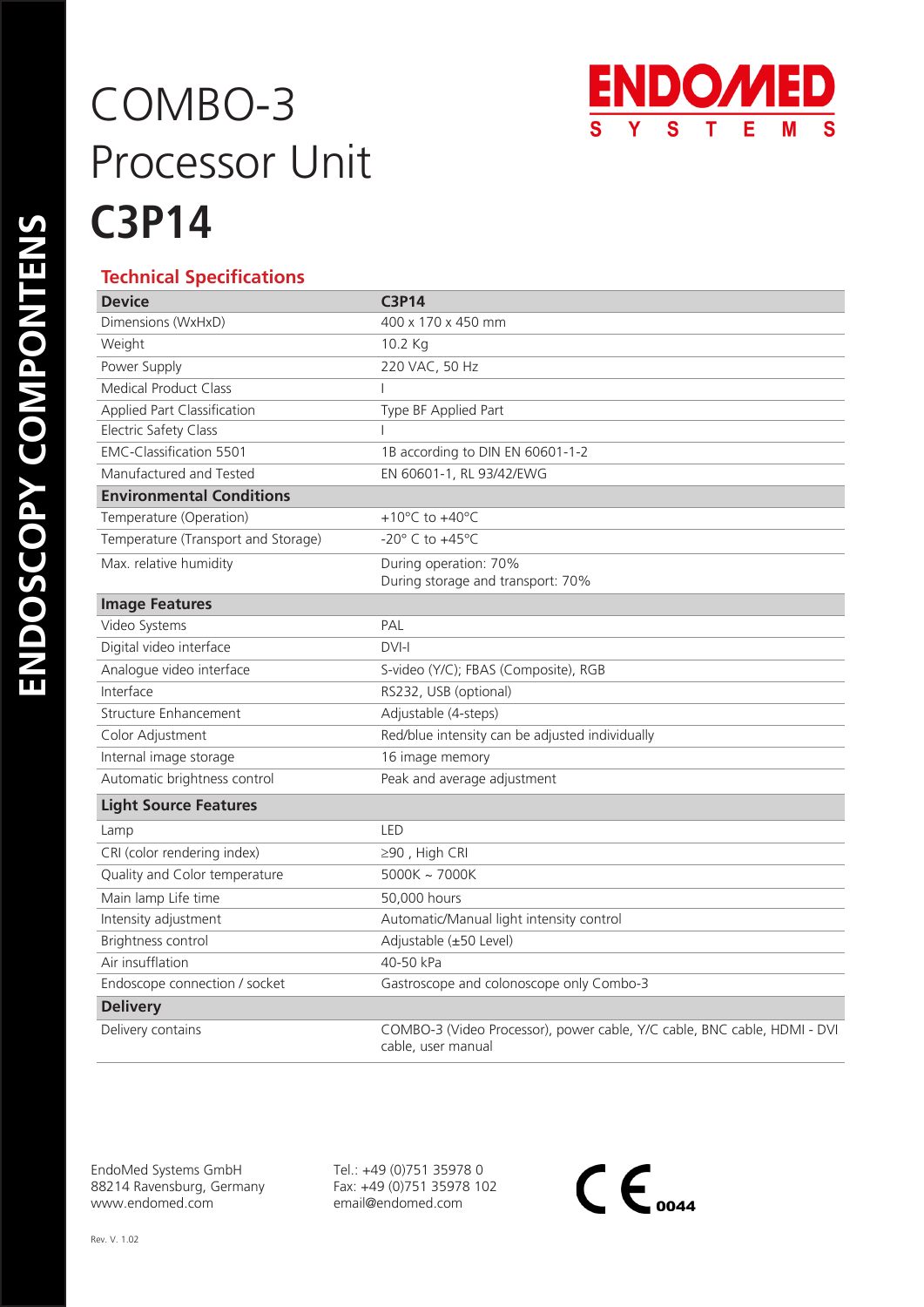ENDOSCOPY COMPONTENS

# COMBO-3 Processor Unit **C3P14**

ENDOMED SYSTEMS

## Technical Specifications

| **Device** | **C3P14** |
|---|---|
| Dimensions (WxHxD) | 400 x 170 x 450 mm |
| Weight | 10.2 Kg |
| Power Supply | 220 VAC, 50 Hz |
| Medical Product Class | I |
| Applied Part Classification | Type BF Applied Part |
| Electric Safety Class | I |
| EMC-Classification 5501 | 1B according to DIN EN 60601-1-2 |
| Manufactured and Tested | EN 60601-1, RL 93/42/EWG |
| **Environmental Conditions** | |
| Temperature (Operation) | +10°C to +40°C |
| Temperature (Transport and Storage) | -20° C to +45°C |
| Max. relative humidity | During operation: 70%<br>During storage and transport: 70% |
| **Image Features** | |
| Video Systems | PAL |
| Digital video interface | DVI-I |
| Analogue video interface | S-video (Y/C); FBAS (Composite), RGB |
| Interface | RS232, USB (optional) |
| Structure Enhancement | Adjustable (4-steps) |
| Color Adjustment | Red/blue intensity can be adjusted individually |
| Internal image storage | 16 image memory |
| Automatic brightness control | Peak and average adjustment |
| **Light Source Features** | |
| Lamp | LED |
| CRI (color rendering index) | ≥90 , High CRI |
| Quality and Color temperature | 5000K ~ 7000K |
| Main lamp Life time | 50,000 hours |
| Intensity adjustment | Automatic/Manual light intensity control |
| Brightness control | Adjustable (±50 Level) |
| Air insufflation | 40-50 kPa |
| Endoscope connection / socket | Gastroscope and colonoscope only Combo-3 |
| **Delivery** | |
| Delivery contains | COMBO-3 (Video Processor), power cable, Y/C cable, BNC cable, HDMI - DVI cable, user manual |

EndoMed Systems GmbH
88214 Ravensburg, Germany
www.endomed.com

Tel.: +49 (0)751 35978 0
Fax: +49 (0)751 35978 102
email@endomed.com

CE 0044

Rev. V. 1.02